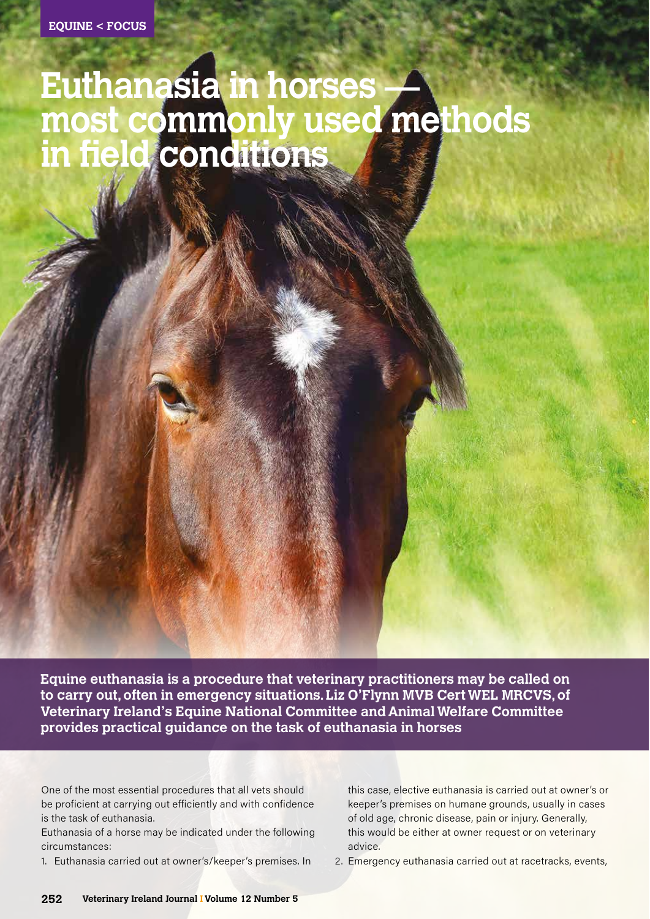# Euthanasia in horses — most commonly used methods in field conditions

**Equine euthanasia is a procedure that veterinary practitioners may be called on to carry out, often in emergency situations. Liz O'Flynn MVB Cert WEL MRCVS, of Veterinary Ireland's Equine National Committee and Animal Welfare Committee provides practical guidance on the task of euthanasia in horses**

One of the most essential procedures that all vets should be proficient at carrying out efficiently and with confidence is the task of euthanasia.

Euthanasia of a horse may be indicated under the following circumstances:

1. Euthanasia carried out at owner's/keeper's premises. In this case, elective euthanasia is carried out at owner's or keeper's premises on humane grounds, usually in cases of old age, chronic disease, pain or injury. Generally, this would be either at owner request or on veterinary advice.
2. Emergency euthanasia carried out at racetracks, events,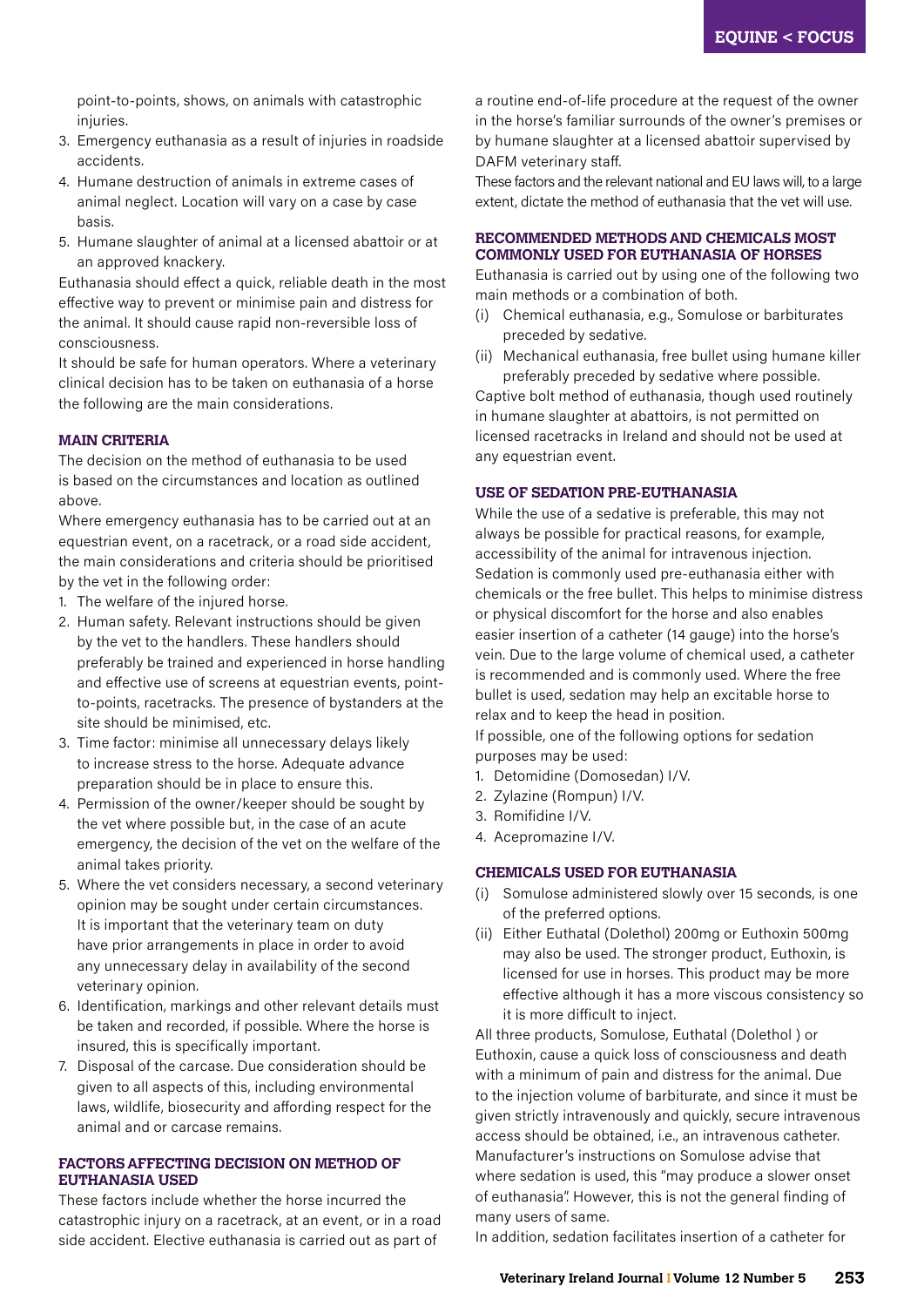point-to-points, shows, on animals with catastrophic injuries.

3. Emergency euthanasia as a result of injuries in roadside accidents.
4. Humane destruction of animals in extreme cases of animal neglect. Location will vary on a case by case basis.
5. Humane slaughter of animal at a licensed abattoir or at an approved knackery.

Euthanasia should effect a quick, reliable death in the most effective way to prevent or minimise pain and distress for the animal. It should cause rapid non-reversible loss of consciousness.

It should be safe for human operators. Where a veterinary clinical decision has to be taken on euthanasia of a horse the following are the main considerations.

### MAIN CRITERIA

The decision on the method of euthanasia to be used is based on the circumstances and location as outlined above.

Where emergency euthanasia has to be carried out at an equestrian event, on a racetrack, or a road side accident, the main considerations and criteria should be prioritised by the vet in the following order:

1. The welfare of the injured horse.
2. Human safety. Relevant instructions should be given by the vet to the handlers. These handlers should preferably be trained and experienced in horse handling and effective use of screens at equestrian events, point-to-points, racetracks. The presence of bystanders at the site should be minimised, etc.
3. Time factor: minimise all unnecessary delays likely to increase stress to the horse. Adequate advance preparation should be in place to ensure this.
4. Permission of the owner/keeper should be sought by the vet where possible but, in the case of an acute emergency, the decision of the vet on the welfare of the animal takes priority.
5. Where the vet considers necessary, a second veterinary opinion may be sought under certain circumstances. It is important that the veterinary team on duty have prior arrangements in place in order to avoid any unnecessary delay in availability of the second veterinary opinion.
6. Identification, markings and other relevant details must be taken and recorded, if possible. Where the horse is insured, this is specifically important.
7. Disposal of the carcase. Due consideration should be given to all aspects of this, including environmental laws, wildlife, biosecurity and affording respect for the animal and or carcase remains.

### FACTORS AFFECTING DECISION ON METHOD OF EUTHANASIA USED

These factors include whether the horse incurred the catastrophic injury on a racetrack, at an event, or in a road side accident. Elective euthanasia is carried out as part of a routine end-of-life procedure at the request of the owner in the horse's familiar surrounds of the owner's premises or by humane slaughter at a licensed abattoir supervised by DAFM veterinary staff.

These factors and the relevant national and EU laws will, to a large extent, dictate the method of euthanasia that the vet will use.

### RECOMMENDED METHODS AND CHEMICALS MOST COMMONLY USED FOR EUTHANASIA OF HORSES

Euthanasia is carried out by using one of the following two main methods or a combination of both.

(i) Chemical euthanasia, e.g., Somulose or barbiturates preceded by sedative.
(ii) Mechanical euthanasia, free bullet using humane killer preferably preceded by sedative where possible.

Captive bolt method of euthanasia, though used routinely in humane slaughter at abattoirs, is not permitted on licensed racetracks in Ireland and should not be used at any equestrian event.

### USE OF SEDATION PRE-EUTHANASIA

While the use of a sedative is preferable, this may not always be possible for practical reasons, for example, accessibility of the animal for intravenous injection. Sedation is commonly used pre-euthanasia either with chemicals or the free bullet. This helps to minimise distress or physical discomfort for the horse and also enables easier insertion of a catheter (14 gauge) into the horse's vein. Due to the large volume of chemical used, a catheter is recommended and is commonly used. Where the free bullet is used, sedation may help an excitable horse to relax and to keep the head in position.

If possible, one of the following options for sedation purposes may be used:

1. Detomidine (Domosedan) I/V.
2. Zylazine (Rompun) I/V.
3. Romifidine I/V.
4. Acepromazine I/V.

### CHEMICALS USED FOR EUTHANASIA

(i) Somulose administered slowly over 15 seconds, is one of the preferred options.
(ii) Either Euthatal (Dolethol) 200mg or Euthoxin 500mg may also be used. The stronger product, Euthoxin, is licensed for use in horses. This product may be more effective although it has a more viscous consistency so it is more difficult to inject.

All three products, Somulose, Euthatal (Dolethol ) or Euthoxin, cause a quick loss of consciousness and death with a minimum of pain and distress for the animal. Due to the injection volume of barbiturate, and since it must be given strictly intravenously and quickly, secure intravenous access should be obtained, i.e., an intravenous catheter. Manufacturer's instructions on Somulose advise that where sedation is used, this "may produce a slower onset of euthanasia". However, this is not the general finding of many users of same.

In addition, sedation facilitates insertion of a catheter for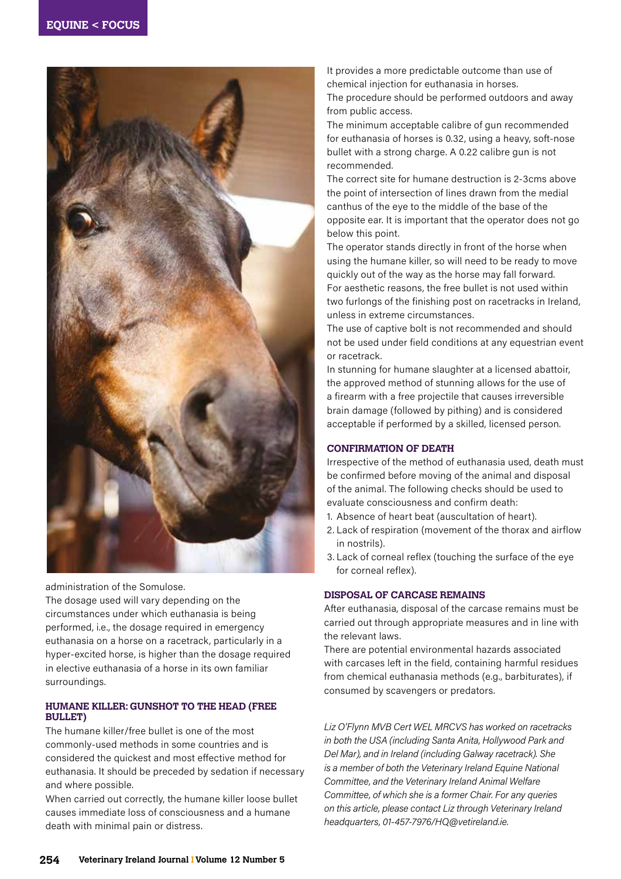administration of the Somulose.

The dosage used will vary depending on the circumstances under which euthanasia is being performed, i.e., the dosage required in emergency euthanasia on a horse on a racetrack, particularly in a hyper-excited horse, is higher than the dosage required in elective euthanasia of a horse in its own familiar surroundings.

### HUMANE KILLER: GUNSHOT TO THE HEAD (FREE BULLET)

The humane killer/free bullet is one of the most commonly-used methods in some countries and is considered the quickest and most effective method for euthanasia. It should be preceded by sedation if necessary and where possible.

When carried out correctly, the humane killer loose bullet causes immediate loss of consciousness and a humane death with minimal pain or distress.

It provides a more predictable outcome than use of chemical injection for euthanasia in horses.

The procedure should be performed outdoors and away from public access.

The minimum acceptable calibre of gun recommended for euthanasia of horses is 0.32, using a heavy, soft-nose bullet with a strong charge. A 0.22 calibre gun is not recommended.

The correct site for humane destruction is 2-3cms above the point of intersection of lines drawn from the medial canthus of the eye to the middle of the base of the opposite ear. It is important that the operator does not go below this point.

The operator stands directly in front of the horse when using the humane killer, so will need to be ready to move quickly out of the way as the horse may fall forward.

For aesthetic reasons, the free bullet is not used within two furlongs of the finishing post on racetracks in Ireland, unless in extreme circumstances.

The use of captive bolt is not recommended and should not be used under field conditions at any equestrian event or racetrack.

In stunning for humane slaughter at a licensed abattoir, the approved method of stunning allows for the use of a firearm with a free projectile that causes irreversible brain damage (followed by pithing) and is considered acceptable if performed by a skilled, licensed person.

### CONFIRMATION OF DEATH

Irrespective of the method of euthanasia used, death must be confirmed before moving of the animal and disposal of the animal. The following checks should be used to evaluate consciousness and confirm death:

1. Absence of heart beat (auscultation of heart).
2. Lack of respiration (movement of the thorax and airflow in nostrils).
3. Lack of corneal reflex (touching the surface of the eye for corneal reflex).

### DISPOSAL OF CARCASE REMAINS

After euthanasia, disposal of the carcase remains must be carried out through appropriate measures and in line with the relevant laws.

There are potential environmental hazards associated with carcases left in the field, containing harmful residues from chemical euthanasia methods (e.g., barbiturates), if consumed by scavengers or predators.

*Liz O'Flynn MVB Cert WEL MRCVS has worked on racetracks in both the USA (including Santa Anita, Hollywood Park and Del Mar), and in Ireland (including Galway racetrack). She is a member of both the Veterinary Ireland Equine National Committee, and the Veterinary Ireland Animal Welfare Committee, of which she is a former Chair. For any queries on this article, please contact Liz through Veterinary Ireland headquarters, 01-457-7976/HQ@vetireland.ie.*